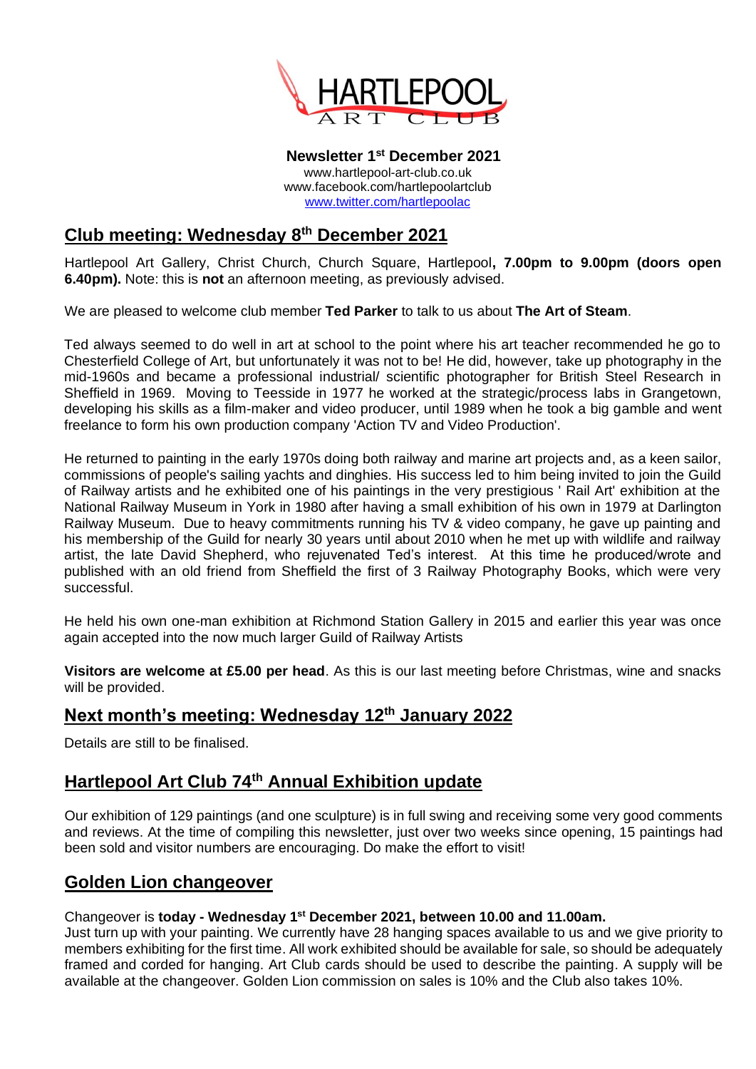# HARTLEPOOL ART CLUB

**Newsletter 1st December 2021**
www.hartlepool-art-club.co.uk
www.facebook.com/hartlepoolartclub
www.twitter.com/hartlepoolac

## Club meeting: Wednesday 8th December 2021

Hartlepool Art Gallery, Christ Church, Church Square, Hartlepool**, 7.00pm to 9.00pm (doors open 6.40pm).** Note: this is **not** an afternoon meeting, as previously advised.

We are pleased to welcome club member **Ted Parker** to talk to us about **The Art of Steam**.

Ted always seemed to do well in art at school to the point where his art teacher recommended he go to Chesterfield College of Art, but unfortunately it was not to be! He did, however, take up photography in the mid-1960s and became a professional industrial/ scientific photographer for British Steel Research in Sheffield in 1969. Moving to Teesside in 1977 he worked at the strategic/process labs in Grangetown, developing his skills as a film-maker and video producer, until 1989 when he took a big gamble and went freelance to form his own production company 'Action TV and Video Production'.

He returned to painting in the early 1970s doing both railway and marine art projects and, as a keen sailor, commissions of people's sailing yachts and dinghies. His success led to him being invited to join the Guild of Railway artists and he exhibited one of his paintings in the very prestigious ' Rail Art' exhibition at the National Railway Museum in York in 1980 after having a small exhibition of his own in 1979 at Darlington Railway Museum. Due to heavy commitments running his TV & video company, he gave up painting and his membership of the Guild for nearly 30 years until about 2010 when he met up with wildlife and railway artist, the late David Shepherd, who rejuvenated Ted's interest. At this time he produced/wrote and published with an old friend from Sheffield the first of 3 Railway Photography Books, which were very successful.

He held his own one-man exhibition at Richmond Station Gallery in 2015 and earlier this year was once again accepted into the now much larger Guild of Railway Artists

**Visitors are welcome at £5.00 per head**. As this is our last meeting before Christmas, wine and snacks will be provided.

## Next month's meeting: Wednesday 12th January 2022

Details are still to be finalised.

## Hartlepool Art Club 74th Annual Exhibition update

Our exhibition of 129 paintings (and one sculpture) is in full swing and receiving some very good comments and reviews. At the time of compiling this newsletter, just over two weeks since opening, 15 paintings had been sold and visitor numbers are encouraging. Do make the effort to visit!

## Golden Lion changeover

Changeover is **today - Wednesday 1st December 2021, between 10.00 and 11.00am.**
Just turn up with your painting. We currently have 28 hanging spaces available to us and we give priority to members exhibiting for the first time. All work exhibited should be available for sale, so should be adequately framed and corded for hanging. Art Club cards should be used to describe the painting. A supply will be available at the changeover. Golden Lion commission on sales is 10% and the Club also takes 10%.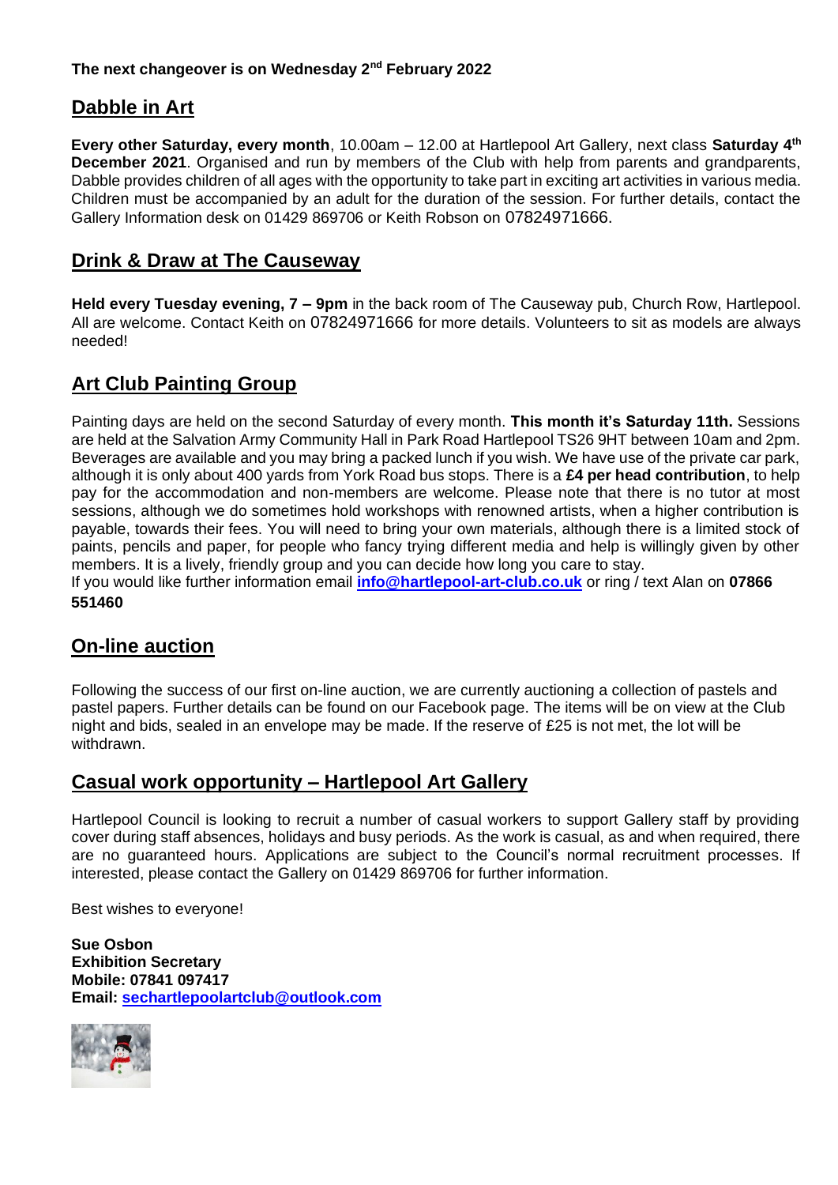**The next changeover is on Wednesday 2nd February 2022**

## Dabble in Art

**Every other Saturday, every month**, 10.00am – 12.00 at Hartlepool Art Gallery, next class **Saturday 4th December 2021**. Organised and run by members of the Club with help from parents and grandparents, Dabble provides children of all ages with the opportunity to take part in exciting art activities in various media. Children must be accompanied by an adult for the duration of the session. For further details, contact the Gallery Information desk on 01429 869706 or Keith Robson on 07824971666.

## Drink & Draw at The Causeway

**Held every Tuesday evening, 7 – 9pm** in the back room of The Causeway pub, Church Row, Hartlepool. All are welcome. Contact Keith on 07824971666 for more details. Volunteers to sit as models are always needed!

## Art Club Painting Group

Painting days are held on the second Saturday of every month. **This month it's Saturday 11th.** Sessions are held at the Salvation Army Community Hall in Park Road Hartlepool TS26 9HT between 10am and 2pm. Beverages are available and you may bring a packed lunch if you wish. We have use of the private car park, although it is only about 400 yards from York Road bus stops. There is a **£4 per head contribution**, to help pay for the accommodation and non-members are welcome. Please note that there is no tutor at most sessions, although we do sometimes hold workshops with renowned artists, when a higher contribution is payable, towards their fees. You will need to bring your own materials, although there is a limited stock of paints, pencils and paper, for people who fancy trying different media and help is willingly given by other members. It is a lively, friendly group and you can decide how long you care to stay.
If you would like further information email **info@hartlepool-art-club.co.uk** or ring / text Alan on **07866 551460**

## On-line auction

Following the success of our first on-line auction, we are currently auctioning a collection of pastels and pastel papers. Further details can be found on our Facebook page. The items will be on view at the Club night and bids, sealed in an envelope may be made. If the reserve of £25 is not met, the lot will be withdrawn.

## Casual work opportunity – Hartlepool Art Gallery

Hartlepool Council is looking to recruit a number of casual workers to support Gallery staff by providing cover during staff absences, holidays and busy periods. As the work is casual, as and when required, there are no guaranteed hours. Applications are subject to the Council's normal recruitment processes. If interested, please contact the Gallery on 01429 869706 for further information.

Best wishes to everyone!

**Sue Osbon**
**Exhibition Secretary**
**Mobile: 07841 097417**
**Email: sechartlepoolartclub@outlook.com**